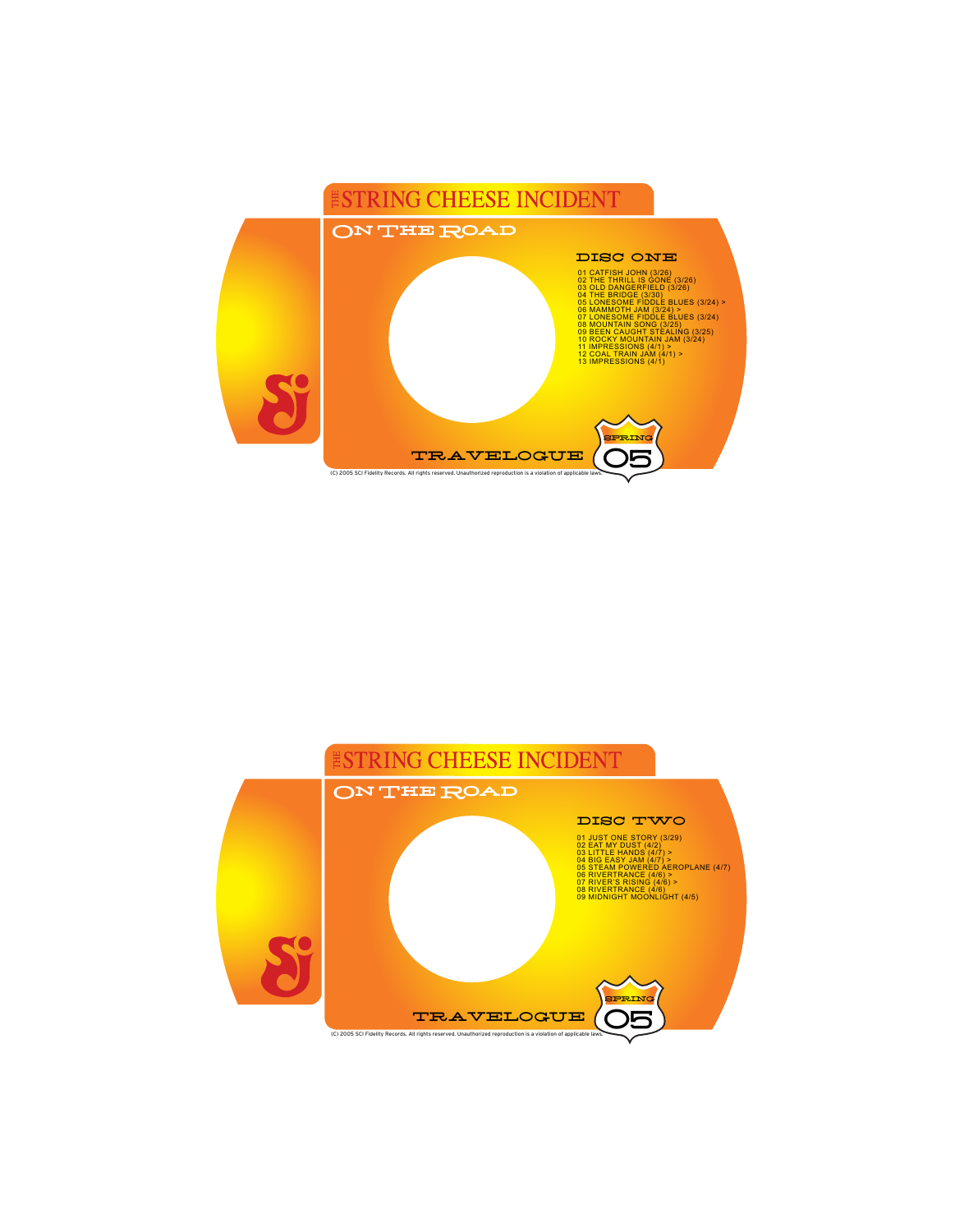# THE STRING CHEESE INCIDENT

## ON THE ROAD

### DISC ONE

01 CATFISH JOHN (3/26)
02 THE THRILL IS GONE (3/26)
03 OLD DANGERFIELD (3/26)
04 THE BRIDGE (3/30)
05 LONESOME FIDDLE BLUES (3/24) >
06 MAMMOTH JAM (3/24) >
07 LONESOME FIDDLE BLUES (3/24)
08 MOUNTAIN SONG (3/25)
09 BEEN CAUGHT STEALING (3/25)
10 ROCKY MOUNTAIN JAM (3/24)
11 IMPRESSIONS (4/1) >
12 COAL TRAIN JAM (4/1) >
13 IMPRESSIONS (4/1)

TRAVELOGUE

SPRING 05

(C) 2005 SCI Fidelity Records. All rights reserved. Unauthorized reproduction is a violation of applicable laws.

# THE STRING CHEESE INCIDENT

## ON THE ROAD

### DISC TWO

01 JUST ONE STORY (3/29)
02 EAT MY DUST (4/2)
03 LITTLE HANDS (4/7) >
04 BIG EASY JAM (4/7) >
05 STEAM POWERED AEROPLANE (4/7)
06 RIVERTRANCE (4/6) >
07 RIVER'S RISING (4/6) >
08 RIVERTRANCE (4/6)
09 MIDNIGHT MOONLIGHT (4/5)

TRAVELOGUE

SPRING 05

(C) 2005 SCI Fidelity Records. All rights reserved. Unauthorized reproduction is a violation of applicable laws.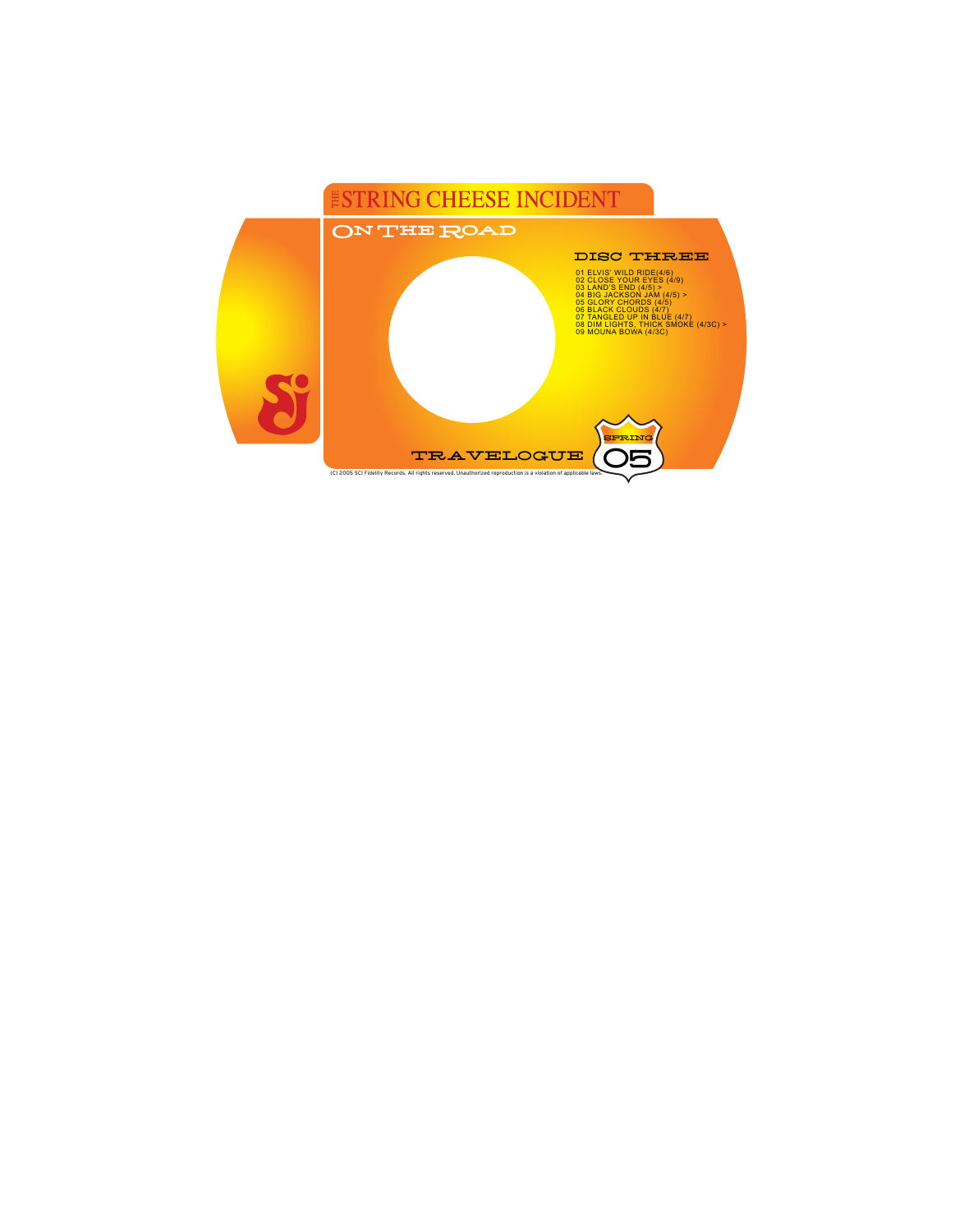# THE STRING CHEESE INCIDENT

## ON THE ROAD

### DISC THREE

01 ELVIS' WILD RIDE(4/6)
02 CLOSE YOUR EYES (4/9)
03 LAND'S END (4/5) >
04 BIG JACKSON JAM (4/5) >
05 GLORY CHORDS (4/5)
06 BLACK CLOUDS (4/7)
07 TANGLED UP IN BLUE (4/7)
08 DIM LIGHTS, THICK SMOKE (4/3C) >
09 MOUNA BOWA (4/3C)

SCI

TRAVELOGUE

SPRING 05

(C) 2005 SCI Fidelity Records. All rights reserved. Unauthorized reproduction is a violation of applicable laws.